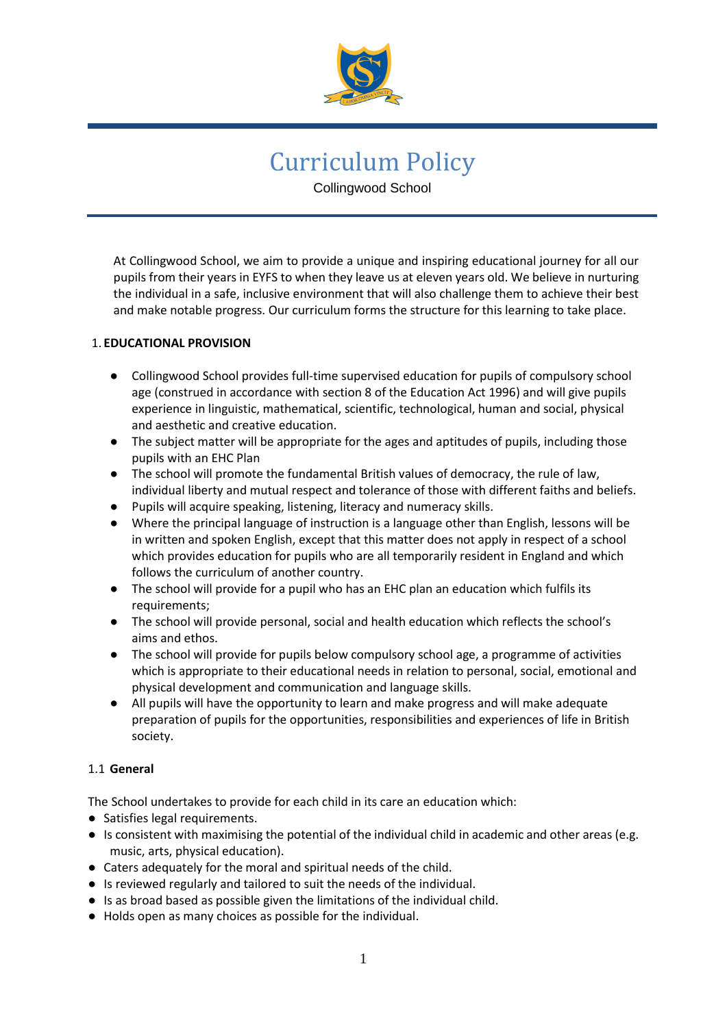# Curriculum Policy

Collingwood School

At Collingwood School, we aim to provide a unique and inspiring educational journey for all our pupils from their years in EYFS to when they leave us at eleven years old. We believe in nurturing the individual in a safe, inclusive environment that will also challenge them to achieve their best and make notable progress. Our curriculum forms the structure for this learning to take place.

## 1. EDUCATIONAL PROVISION

- Collingwood School provides full-time supervised education for pupils of compulsory school age (construed in accordance with section 8 of the Education Act 1996) and will give pupils experience in linguistic, mathematical, scientific, technological, human and social, physical and aesthetic and creative education.
- The subject matter will be appropriate for the ages and aptitudes of pupils, including those pupils with an EHC Plan
- The school will promote the fundamental British values of democracy, the rule of law, individual liberty and mutual respect and tolerance of those with different faiths and beliefs.
- Pupils will acquire speaking, listening, literacy and numeracy skills.
- Where the principal language of instruction is a language other than English, lessons will be in written and spoken English, except that this matter does not apply in respect of a school which provides education for pupils who are all temporarily resident in England and which follows the curriculum of another country.
- The school will provide for a pupil who has an EHC plan an education which fulfils its requirements;
- The school will provide personal, social and health education which reflects the school's aims and ethos.
- The school will provide for pupils below compulsory school age, a programme of activities which is appropriate to their educational needs in relation to personal, social, emotional and physical development and communication and language skills.
- All pupils will have the opportunity to learn and make progress and will make adequate preparation of pupils for the opportunities, responsibilities and experiences of life in British society.

### 1.1 General

The School undertakes to provide for each child in its care an education which:

- Satisfies legal requirements.
- Is consistent with maximising the potential of the individual child in academic and other areas (e.g. music, arts, physical education).
- Caters adequately for the moral and spiritual needs of the child.
- Is reviewed regularly and tailored to suit the needs of the individual.
- Is as broad based as possible given the limitations of the individual child.
- Holds open as many choices as possible for the individual.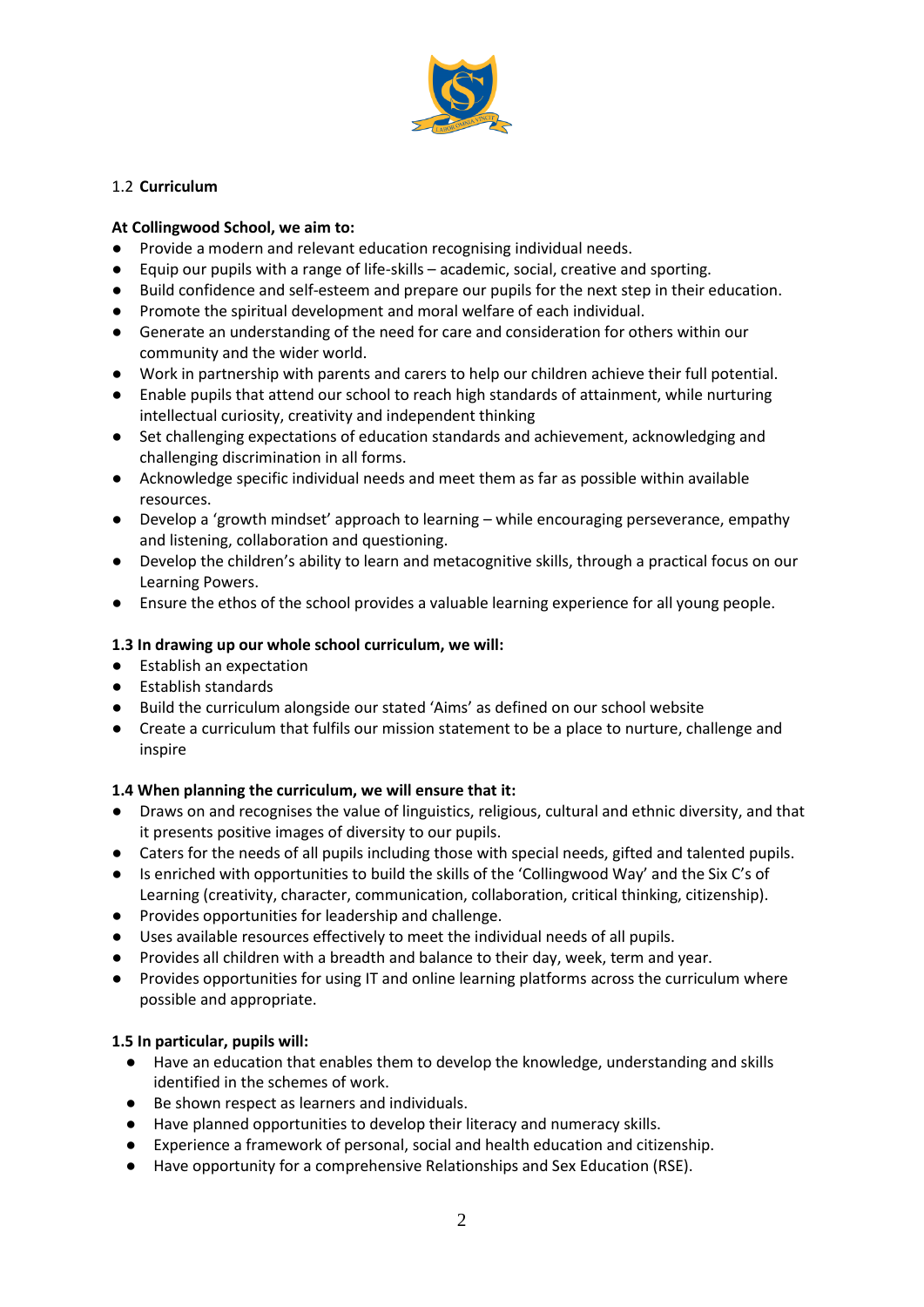1.2 **Curriculum**

**At Collingwood School, we aim to:**

- Provide a modern and relevant education recognising individual needs.
- Equip our pupils with a range of life-skills – academic, social, creative and sporting.
- Build confidence and self-esteem and prepare our pupils for the next step in their education.
- Promote the spiritual development and moral welfare of each individual.
- Generate an understanding of the need for care and consideration for others within our community and the wider world.
- Work in partnership with parents and carers to help our children achieve their full potential.
- Enable pupils that attend our school to reach high standards of attainment, while nurturing intellectual curiosity, creativity and independent thinking
- Set challenging expectations of education standards and achievement, acknowledging and challenging discrimination in all forms.
- Acknowledge specific individual needs and meet them as far as possible within available resources.
- Develop a 'growth mindset' approach to learning – while encouraging perseverance, empathy and listening, collaboration and questioning.
- Develop the children's ability to learn and metacognitive skills, through a practical focus on our Learning Powers.
- Ensure the ethos of the school provides a valuable learning experience for all young people.

**1.3 In drawing up our whole school curriculum, we will:**

- Establish an expectation
- Establish standards
- Build the curriculum alongside our stated 'Aims' as defined on our school website
- Create a curriculum that fulfils our mission statement to be a place to nurture, challenge and inspire

**1.4 When planning the curriculum, we will ensure that it:**

- Draws on and recognises the value of linguistics, religious, cultural and ethnic diversity, and that it presents positive images of diversity to our pupils.
- Caters for the needs of all pupils including those with special needs, gifted and talented pupils.
- Is enriched with opportunities to build the skills of the 'Collingwood Way' and the Six C's of Learning (creativity, character, communication, collaboration, critical thinking, citizenship).
- Provides opportunities for leadership and challenge.
- Uses available resources effectively to meet the individual needs of all pupils.
- Provides all children with a breadth and balance to their day, week, term and year.
- Provides opportunities for using IT and online learning platforms across the curriculum where possible and appropriate.

**1.5 In particular, pupils will:**

- Have an education that enables them to develop the knowledge, understanding and skills identified in the schemes of work.
- Be shown respect as learners and individuals.
- Have planned opportunities to develop their literacy and numeracy skills.
- Experience a framework of personal, social and health education and citizenship.
- Have opportunity for a comprehensive Relationships and Sex Education (RSE).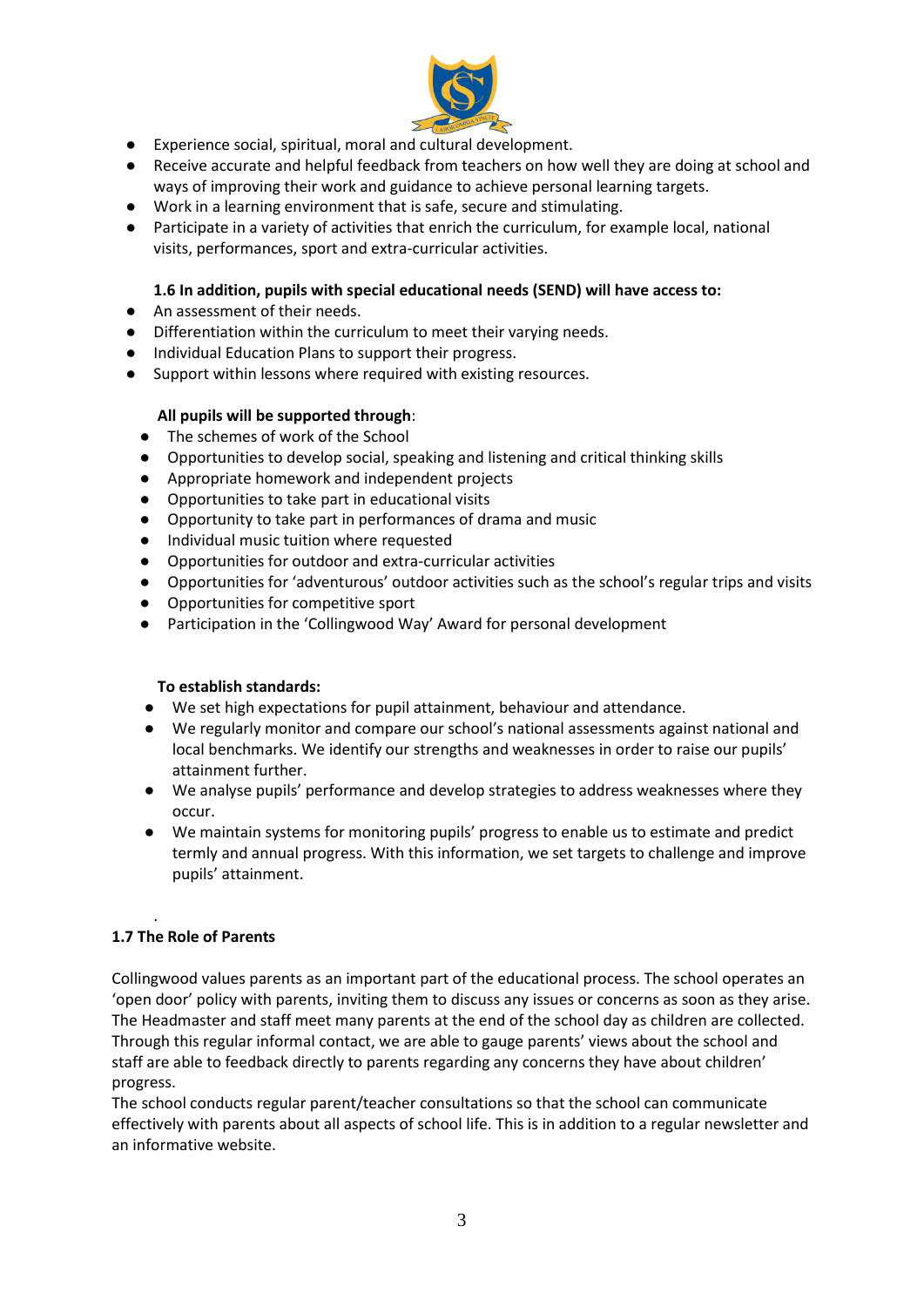- Experience social, spiritual, moral and cultural development.
- Receive accurate and helpful feedback from teachers on how well they are doing at school and ways of improving their work and guidance to achieve personal learning targets.
- Work in a learning environment that is safe, secure and stimulating.
- Participate in a variety of activities that enrich the curriculum, for example local, national visits, performances, sport and extra-curricular activities.

**1.6 In addition, pupils with special educational needs (SEND) will have access to:**

- An assessment of their needs.
- Differentiation within the curriculum to meet their varying needs.
- Individual Education Plans to support their progress.
- Support within lessons where required with existing resources.

**All pupils will be supported through**:

- The schemes of work of the School
- Opportunities to develop social, speaking and listening and critical thinking skills
- Appropriate homework and independent projects
- Opportunities to take part in educational visits
- Opportunity to take part in performances of drama and music
- Individual music tuition where requested
- Opportunities for outdoor and extra-curricular activities
- Opportunities for 'adventurous' outdoor activities such as the school's regular trips and visits
- Opportunities for competitive sport
- Participation in the 'Collingwood Way' Award for personal development

**To establish standards:**

- We set high expectations for pupil attainment, behaviour and attendance.
- We regularly monitor and compare our school's national assessments against national and local benchmarks. We identify our strengths and weaknesses in order to raise our pupils' attainment further.
- We analyse pupils' performance and develop strategies to address weaknesses where they occur.
- We maintain systems for monitoring pupils' progress to enable us to estimate and predict termly and annual progress. With this information, we set targets to challenge and improve pupils' attainment.

**1.7 The Role of Parents**

Collingwood values parents as an important part of the educational process. The school operates an 'open door' policy with parents, inviting them to discuss any issues or concerns as soon as they arise. The Headmaster and staff meet many parents at the end of the school day as children are collected. Through this regular informal contact, we are able to gauge parents' views about the school and staff are able to feedback directly to parents regarding any concerns they have about children' progress.

The school conducts regular parent/teacher consultations so that the school can communicate effectively with parents about all aspects of school life. This is in addition to a regular newsletter and an informative website.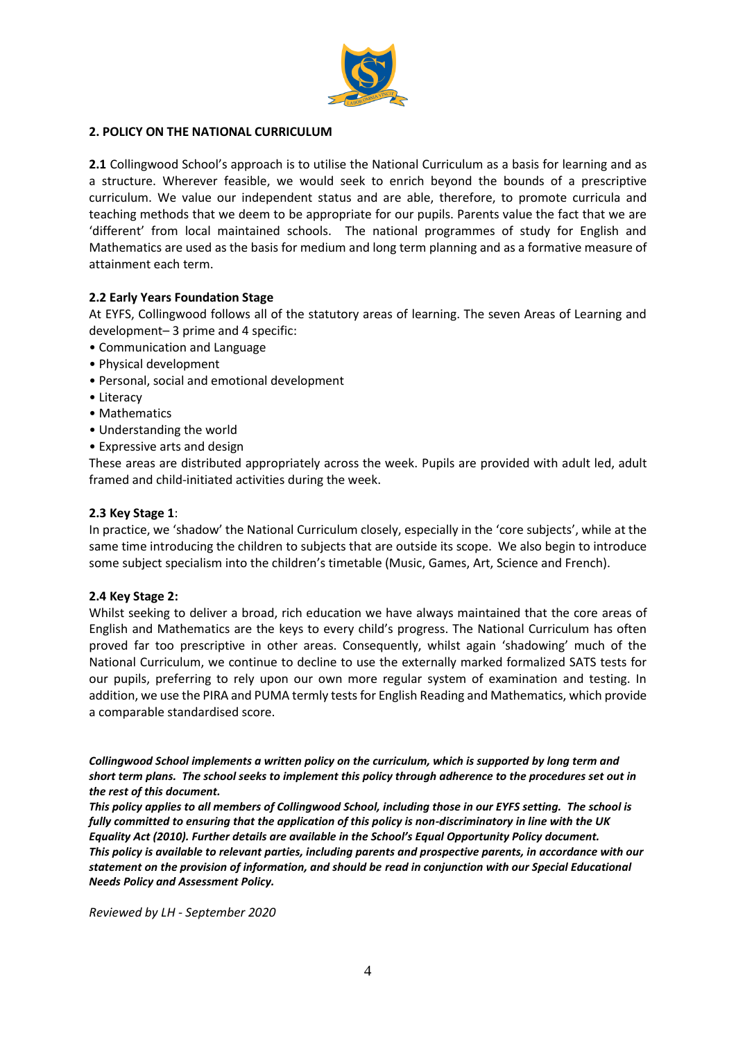**2. POLICY ON THE NATIONAL CURRICULUM**

**2.1** Collingwood School's approach is to utilise the National Curriculum as a basis for learning and as a structure. Wherever feasible, we would seek to enrich beyond the bounds of a prescriptive curriculum. We value our independent status and are able, therefore, to promote curricula and teaching methods that we deem to be appropriate for our pupils. Parents value the fact that we are 'different' from local maintained schools. The national programmes of study for English and Mathematics are used as the basis for medium and long term planning and as a formative measure of attainment each term.

**2.2 Early Years Foundation Stage**

At EYFS, Collingwood follows all of the statutory areas of learning. The seven Areas of Learning and development– 3 prime and 4 specific:

- Communication and Language
- Physical development
- Personal, social and emotional development
- Literacy
- Mathematics
- Understanding the world
- Expressive arts and design

These areas are distributed appropriately across the week. Pupils are provided with adult led, adult framed and child-initiated activities during the week.

**2.3 Key Stage 1**:

In practice, we 'shadow' the National Curriculum closely, especially in the 'core subjects', while at the same time introducing the children to subjects that are outside its scope. We also begin to introduce some subject specialism into the children's timetable (Music, Games, Art, Science and French).

**2.4 Key Stage 2:**

Whilst seeking to deliver a broad, rich education we have always maintained that the core areas of English and Mathematics are the keys to every child's progress. The National Curriculum has often proved far too prescriptive in other areas. Consequently, whilst again 'shadowing' much of the National Curriculum, we continue to decline to use the externally marked formalized SATS tests for our pupils, preferring to rely upon our own more regular system of examination and testing. In addition, we use the PIRA and PUMA termly tests for English Reading and Mathematics, which provide a comparable standardised score.

***Collingwood School implements a written policy on the curriculum, which is supported by long term and short term plans. The school seeks to implement this policy through adherence to the procedures set out in the rest of this document.***

***This policy applies to all members of Collingwood School, including those in our EYFS setting. The school is fully committed to ensuring that the application of this policy is non-discriminatory in line with the UK Equality Act (2010). Further details are available in the School's Equal Opportunity Policy document.***

***This policy is available to relevant parties, including parents and prospective parents, in accordance with our statement on the provision of information, and should be read in conjunction with our Special Educational Needs Policy and Assessment Policy.***

*Reviewed by LH - September 2020*